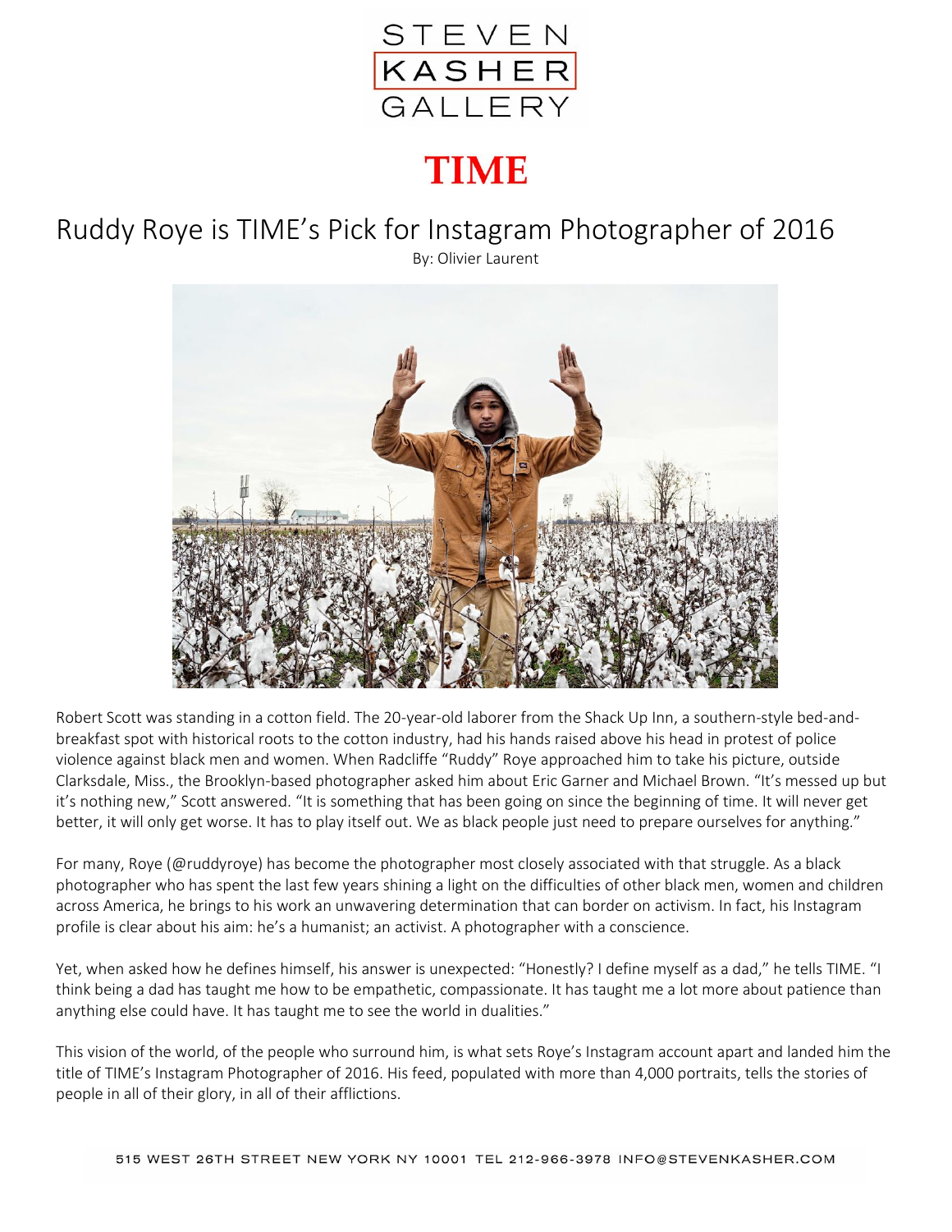STEVEN KASHER GALLERY

**TIME**

# Ruddy Roye is TIME's Pick for Instagram Photographer of 2016

By: Olivier Laurent

Robert Scott was standing in a cotton field. The 20-year-old laborer from the Shack Up Inn, a southern-style bed-and-breakfast spot with historical roots to the cotton industry, had his hands raised above his head in protest of police violence against black men and women. When Radcliffe "Ruddy" Roye approached him to take his picture, outside Clarksdale, Miss., the Brooklyn-based photographer asked him about Eric Garner and Michael Brown. "It's messed up but it's nothing new," Scott answered. "It is something that has been going on since the beginning of time. It will never get better, it will only get worse. It has to play itself out. We as black people just need to prepare ourselves for anything."

For many, Roye (@ruddyroye) has become the photographer most closely associated with that struggle. As a black photographer who has spent the last few years shining a light on the difficulties of other black men, women and children across America, he brings to his work an unwavering determination that can border on activism. In fact, his Instagram profile is clear about his aim: he's a humanist; an activist. A photographer with a conscience.

Yet, when asked how he defines himself, his answer is unexpected: "Honestly? I define myself as a dad," he tells TIME. "I think being a dad has taught me how to be empathetic, compassionate. It has taught me a lot more about patience than anything else could have. It has taught me to see the world in dualities."

This vision of the world, of the people who surround him, is what sets Roye's Instagram account apart and landed him the title of TIME's Instagram Photographer of 2016. His feed, populated with more than 4,000 portraits, tells the stories of people in all of their glory, in all of their afflictions.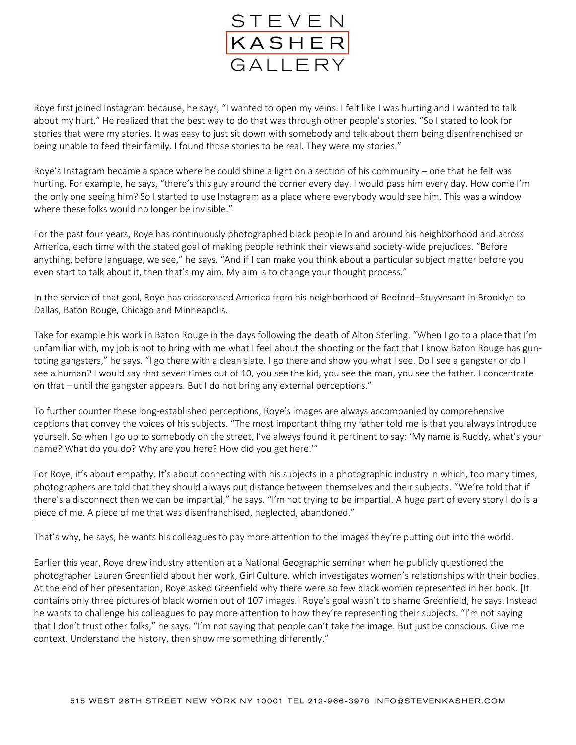Roye first joined Instagram because, he says, "I wanted to open my veins. I felt like I was hurting and I wanted to talk about my hurt." He realized that the best way to do that was through other people's stories. "So I stated to look for stories that were my stories. It was easy to just sit down with somebody and talk about them being disenfranchised or being unable to feed their family. I found those stories to be real. They were my stories."

Roye's Instagram became a space where he could shine a light on a section of his community – one that he felt was hurting. For example, he says, "there's this guy around the corner every day. I would pass him every day. How come I'm the only one seeing him? So I started to use Instagram as a place where everybody would see him. This was a window where these folks would no longer be invisible."

For the past four years, Roye has continuously photographed black people in and around his neighborhood and across America, each time with the stated goal of making people rethink their views and society-wide prejudices. "Before anything, before language, we see," he says. "And if I can make you think about a particular subject matter before you even start to talk about it, then that's my aim. My aim is to change your thought process."

In the service of that goal, Roye has crisscrossed America from his neighborhood of Bedford–Stuyvesant in Brooklyn to Dallas, Baton Rouge, Chicago and Minneapolis.

Take for example his work in Baton Rouge in the days following the death of Alton Sterling. "When I go to a place that I'm unfamiliar with, my job is not to bring with me what I feel about the shooting or the fact that I know Baton Rouge has gun-toting gangsters," he says. "I go there with a clean slate. I go there and show you what I see. Do I see a gangster or do I see a human? I would say that seven times out of 10, you see the kid, you see the man, you see the father. I concentrate on that – until the gangster appears. But I do not bring any external perceptions."

To further counter these long-established perceptions, Roye's images are always accompanied by comprehensive captions that convey the voices of his subjects. "The most important thing my father told me is that you always introduce yourself. So when I go up to somebody on the street, I've always found it pertinent to say: 'My name is Ruddy, what's your name? What do you do? Why are you here? How did you get here.'"

For Roye, it's about empathy. It's about connecting with his subjects in a photographic industry in which, too many times, photographers are told that they should always put distance between themselves and their subjects. "We're told that if there's a disconnect then we can be impartial," he says. "I'm not trying to be impartial. A huge part of every story I do is a piece of me. A piece of me that was disenfranchised, neglected, abandoned."

That's why, he says, he wants his colleagues to pay more attention to the images they're putting out into the world.

Earlier this year, Roye drew industry attention at a National Geographic seminar when he publicly questioned the photographer Lauren Greenfield about her work, Girl Culture, which investigates women's relationships with their bodies. At the end of her presentation, Roye asked Greenfield why there were so few black women represented in her book. [It contains only three pictures of black women out of 107 images.] Roye's goal wasn't to shame Greenfield, he says. Instead he wants to challenge his colleagues to pay more attention to how they're representing their subjects. "I'm not saying that I don't trust other folks," he says. "I'm not saying that people can't take the image. But just be conscious. Give me context. Understand the history, then show me something differently."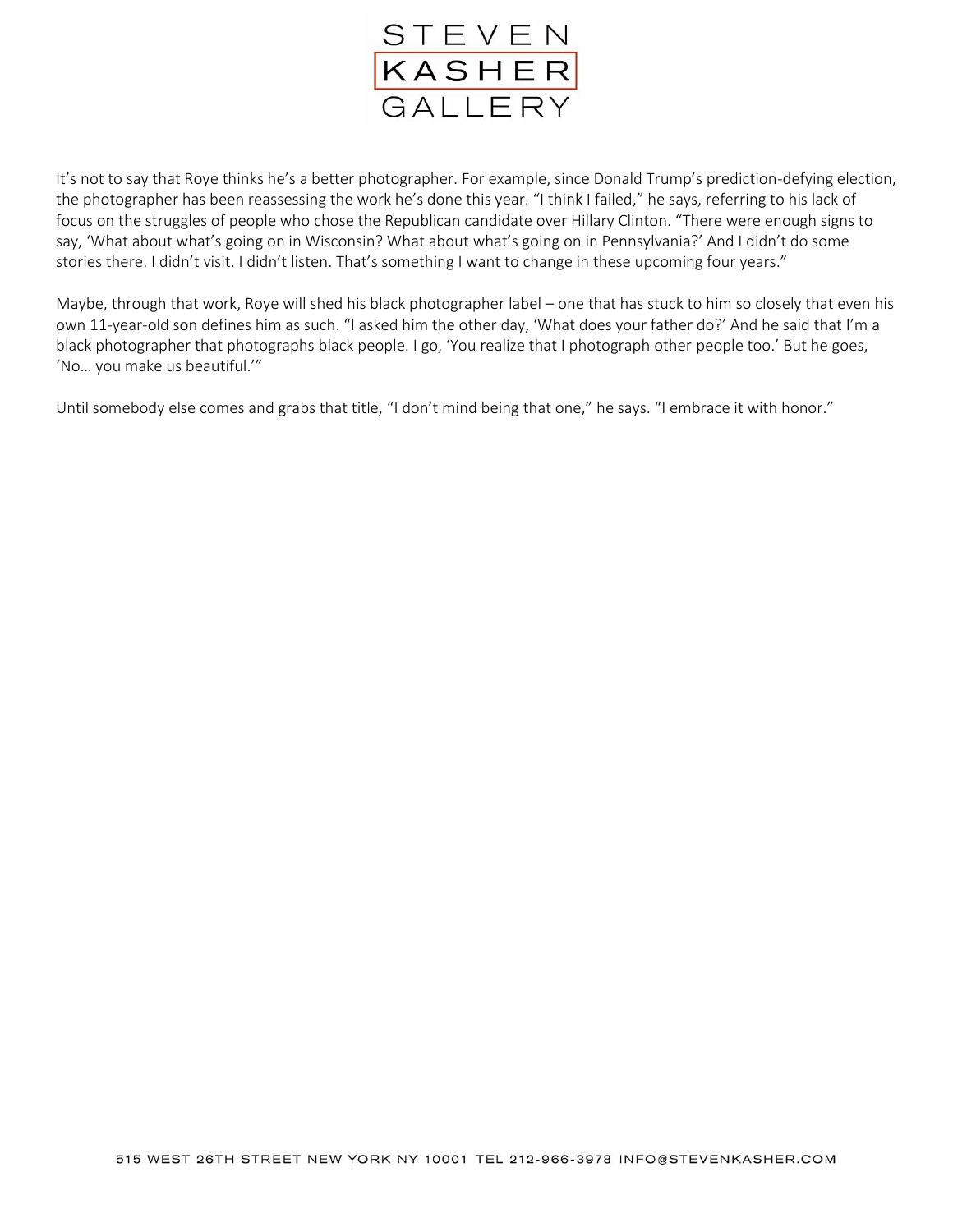It's not to say that Roye thinks he's a better photographer. For example, since Donald Trump's prediction-defying election, the photographer has been reassessing the work he's done this year. "I think I failed," he says, referring to his lack of focus on the struggles of people who chose the Republican candidate over Hillary Clinton. "There were enough signs to say, 'What about what's going on in Wisconsin? What about what's going on in Pennsylvania?' And I didn't do some stories there. I didn't visit. I didn't listen. That's something I want to change in these upcoming four years."

Maybe, through that work, Roye will shed his black photographer label – one that has stuck to him so closely that even his own 11-year-old son defines him as such. "I asked him the other day, 'What does your father do?' And he said that I'm a black photographer that photographs black people. I go, 'You realize that I photograph other people too.' But he goes, 'No… you make us beautiful.'"

Until somebody else comes and grabs that title, "I don't mind being that one," he says. "I embrace it with honor."